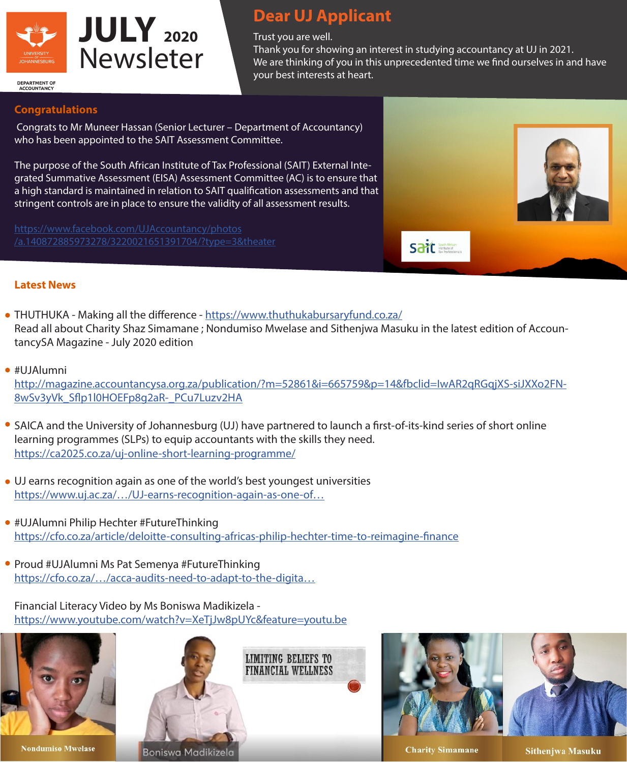UNIVERSITY OF JOHANNESBURG

DEPARTMENT OF ACCOUNTANCY

# JULY 2020 Newsleter

## Dear UJ Applicant

Trust you are well.
Thank you for showing an interest in studying accountancy at UJ in 2021.
We are thinking of you in this unprecedented time we find ourselves in and have your best interests at heart.

## Congratulations

Congrats to Mr Muneer Hassan (Senior Lecturer – Department of Accountancy) who has been appointed to the SAIT Assessment Committee.

The purpose of the South African Institute of Tax Professional (SAIT) External Integrated Summative Assessment (EISA) Assessment Committee (AC) is to ensure that a high standard is maintained in relation to SAIT qualification assessments and that stringent controls are in place to ensure the validity of all assessment results.

https://www.facebook.com/UJAccountancy/photos/a.140872885973278/3220021651391704/?type=3&theater

## Latest News

- THUTHUKA - Making all the difference - https://www.thuthukabursaryfund.co.za/
  Read all about Charity Shaz Simamane ; Nondumiso Mwelase and Sithenjwa Masuku in the latest edition of AccountancySA Magazine - July 2020 edition

- #UJAlumni
  http://magazine.accountancysa.org.za/publication/?m=52861&i=665759&p=14&fbclid=IwAR2qRGqjXS-siJXXo2FN-8wSv3yVk_Sflp1l0HOEFp8g2aR-_PCu7Luzv2HA

- SAICA and the University of Johannesburg (UJ) have partnered to launch a first-of-its-kind series of short online learning programmes (SLPs) to equip accountants with the skills they need.
  https://ca2025.co.za/uj-online-short-learning-programme/

- UJ earns recognition again as one of the world's best youngest universities
  https://www.uj.ac.za/…/UJ-earns-recognition-again-as-one-of…

- #UJAlumni Philip Hechter #FutureThinking
  https://cfo.co.za/article/deloitte-consulting-africas-philip-hechter-time-to-reimagine-finance

- Proud #UJAlumni Ms Pat Semenya #FutureThinking
  https://cfo.co.za/…/acca-audits-need-to-adapt-to-the-digita…

Financial Literacy Video by Ms Boniswa Madikizela -
https://www.youtube.com/watch?v=XeTjJw8pUYc&feature=youtu.be

Nondumiso Mwelase

Boniswa Madikizela

LIMITING BELIEFS TO FINANCIAL WELLNESS

Charity Simamane

Sithenjwa Masuku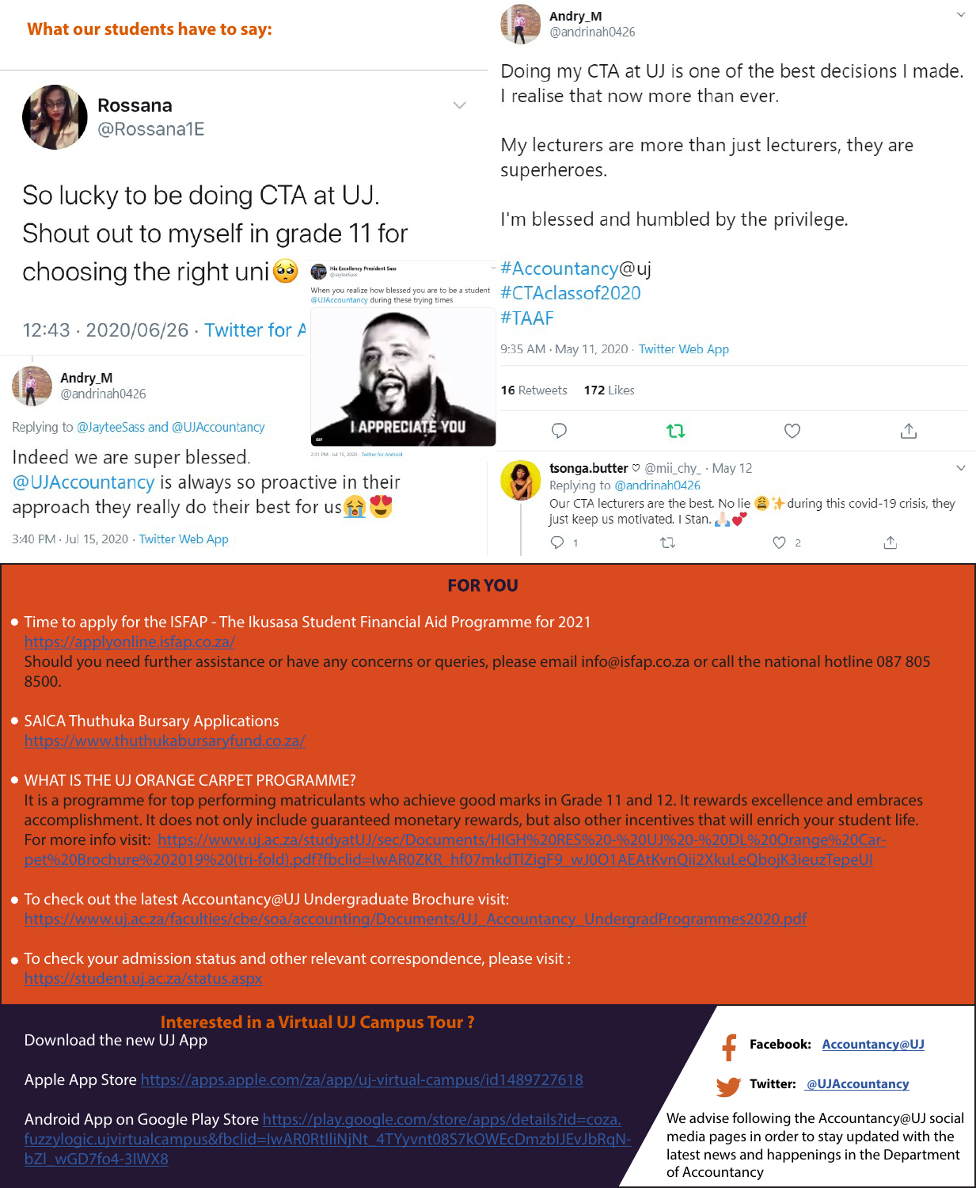## What our students have to say:

**Rossana** @Rossana1E

So lucky to be doing CTA at UJ. Shout out to myself in grade 11 for choosing the right uni 🥺

12:43 · 2020/06/26 · Twitter for A

**His Excellency President Sass** @JayteeSass

When you realize how blessed you are to be a student @UJAccountancy during these trying times

I APPRECIATE YOU

2:31 PM · Jul 15, 2020 · Twitter for Android

**Andry_M** @andrinah0426

Replying to @JayteeSass and @UJAccountancy

Indeed we are super blessed. @UJAccountancy is always so proactive in their approach they really do their best for us😭😍

3:40 PM · Jul 15, 2020 · Twitter Web App

**Andry_M** @andrinah0426

Doing my CTA at UJ is one of the best decisions I made. I realise that now more than ever.

My lecturers are more than just lecturers, they are superheroes.

I'm blessed and humbled by the privilege.

#Accountancy@uj
#CTAclassof2020
#TAAF

9:35 AM · May 11, 2020 · Twitter Web App

16 Retweets 172 Likes

**tsonga.butter** ♡ @mii_chy_ · May 12

Replying to @andrinah0426

Our CTA lecturers are the best. No lie 😩✨ during this covid-19 crisis, they just keep us motivated. I Stan. 🙏🏻💕

1 2

## FOR YOU

- Time to apply for the ISFAP - The Ikusasa Student Financial Aid Programme for 2021
  https://applyonline.isfap.co.za/
  Should you need further assistance or have any concerns or queries, please email info@isfap.co.za or call the national hotline 087 805 8500.

- SAICA Thuthuka Bursary Applications
  https://www.thuthukabursaryfund.co.za/

- WHAT IS THE UJ ORANGE CARPET PROGRAMME?
  It is a programme for top performing matriculants who achieve good marks in Grade 11 and 12. It rewards excellence and embraces accomplishment. It does not only include guaranteed monetary rewards, but also other incentives that will enrich your student life.
  For more info visit: https://www.uj.ac.za/studyatUJ/sec/Documents/HIGH%20RES%20-%20UJ%20-%20DL%20Orange%20Carpet%20Brochure%202019%20(tri-fold).pdf?fbclid=IwAR0ZKR_hf07mkdTlZigF9_wJ0O1AEAtKvnQii2XkuLeQbojK3ieuzTepeUI

- To check out the latest Accountancy@UJ Undergraduate Brochure visit:
  https://www.uj.ac.za/faculties/cbe/soa/accounting/Documents/UJ_Accountancy_UndergradProgrammes2020.pdf

- To check your admission status and other relevant correspondence, please visit :
  https://student.uj.ac.za/status.aspx

## Interested in a Virtual UJ Campus Tour ?

Download the new UJ App

Apple App Store https://apps.apple.com/za/app/uj-virtual-campus/id1489727618

Android App on Google Play Store https://play.google.com/store/apps/details?id=coza.fuzzylogic.ujvirtualcampus&fbclid=IwAR0RtIliNjNt_4TYyvnt08S7kOWEcDmzbIJEvJbRqN-bZl_wGD7fo4-3IWX8

**Facebook:** Accountancy@UJ

**Twitter:** @UJAccountancy

We advise following the Accountancy@UJ social media pages in order to stay updated with the latest news and happenings in the Department of Accountancy